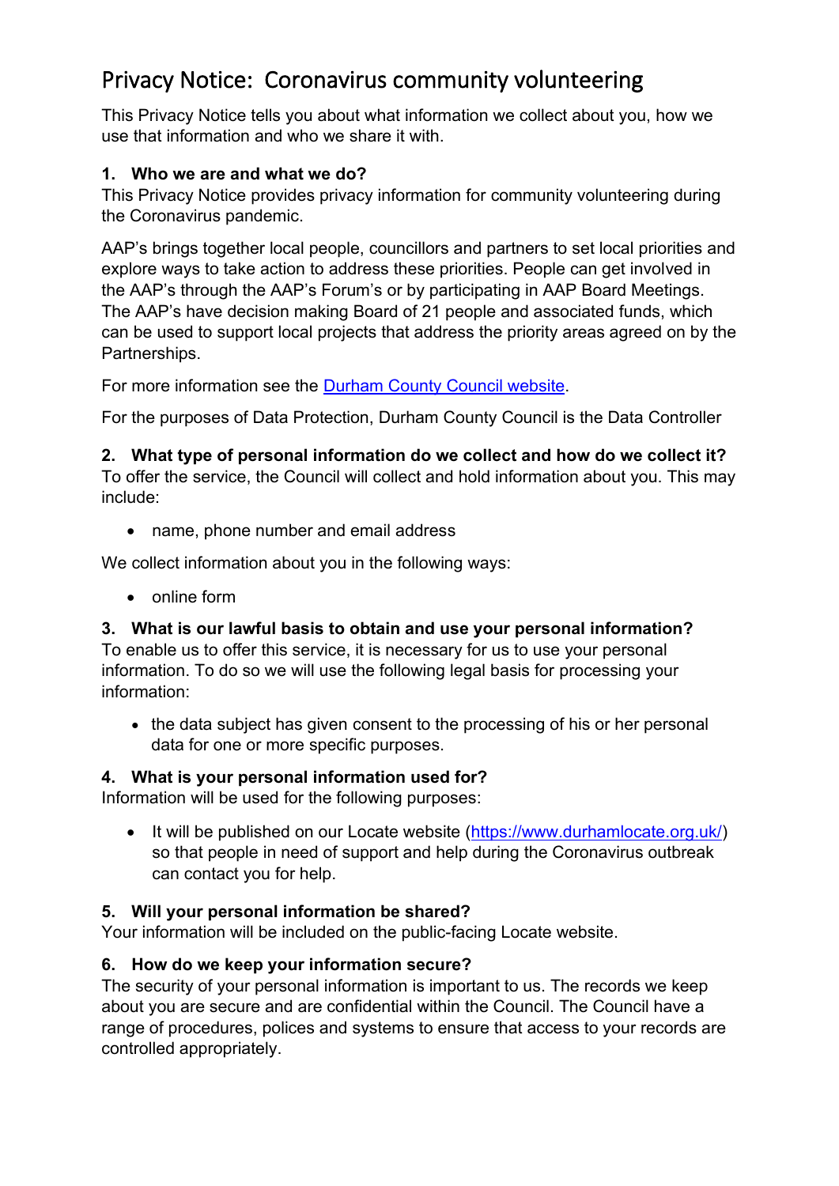# Privacy Notice: Coronavirus community volunteering

This Privacy Notice tells you about what information we collect about you, how we use that information and who we share it with.

## 1. Who we are and what we do?

This Privacy Notice provides privacy information for community volunteering during the Coronavirus pandemic.

AAP's brings together local people, councillors and partners to set local priorities and explore ways to take action to address these priorities. People can get involved in the AAP's through the AAP's Forum's or by participating in AAP Board Meetings. The AAP's have decision making Board of 21 people and associated funds, which can be used to support local projects that address the priority areas agreed on by the Partnerships.

For more information see the [Durham County Council website](Durham County Council website).

For the purposes of Data Protection, Durham County Council is the Data Controller

## 2. What type of personal information do we collect and how do we collect it?

To offer the service, the Council will collect and hold information about you. This may include:

- name, phone number and email address

We collect information about you in the following ways:

- online form

## 3. What is our lawful basis to obtain and use your personal information?

To enable us to offer this service, it is necessary for us to use your personal information. To do so we will use the following legal basis for processing your information:

- the data subject has given consent to the processing of his or her personal data for one or more specific purposes.

## 4. What is your personal information used for?

Information will be used for the following purposes:

- It will be published on our Locate website (https://www.durhamlocate.org.uk/) so that people in need of support and help during the Coronavirus outbreak can contact you for help.

## 5. Will your personal information be shared?

Your information will be included on the public-facing Locate website.

## 6. How do we keep your information secure?

The security of your personal information is important to us. The records we keep about you are secure and are confidential within the Council. The Council have a range of procedures, polices and systems to ensure that access to your records are controlled appropriately.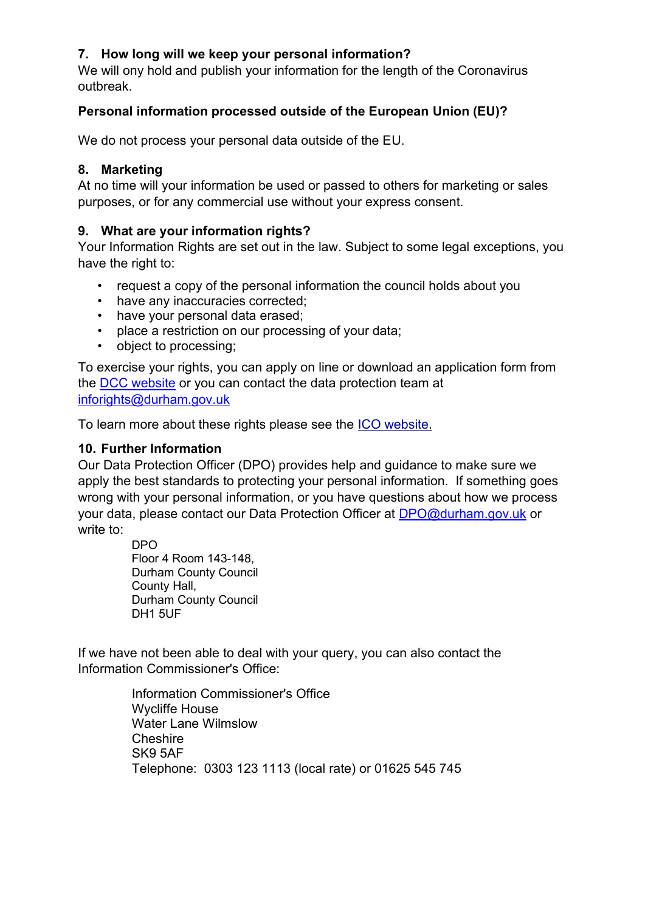## 7. How long will we keep your personal information?

We will ony hold and publish your information for the length of the Coronavirus outbreak.

**Personal information processed outside of the European Union (EU)?**

We do not process your personal data outside of the EU.

## 8. Marketing

At no time will your information be used or passed to others for marketing or sales purposes, or for any commercial use without your express consent.

## 9. What are your information rights?

Your Information Rights are set out in the law. Subject to some legal exceptions, you have the right to:

- request a copy of the personal information the council holds about you
- have any inaccuracies corrected;
- have your personal data erased;
- place a restriction on our processing of your data;
- object to processing;

To exercise your rights, you can apply on line or download an application form from the DCC website or you can contact the data protection team at inforights@durham.gov.uk

To learn more about these rights please see the ICO website.

## 10. Further Information

Our Data Protection Officer (DPO) provides help and guidance to make sure we apply the best standards to protecting your personal information. If something goes wrong with your personal information, or you have questions about how we process your data, please contact our Data Protection Officer at DPO@durham.gov.uk or write to:

DPO
Floor 4 Room 143-148,
Durham County Council
County Hall,
Durham County Council
DH1 5UF

If we have not been able to deal with your query, you can also contact the Information Commissioner's Office:

Information Commissioner's Office
Wycliffe House
Water Lane Wilmslow
Cheshire
SK9 5AF
Telephone: 0303 123 1113 (local rate) or 01625 545 745